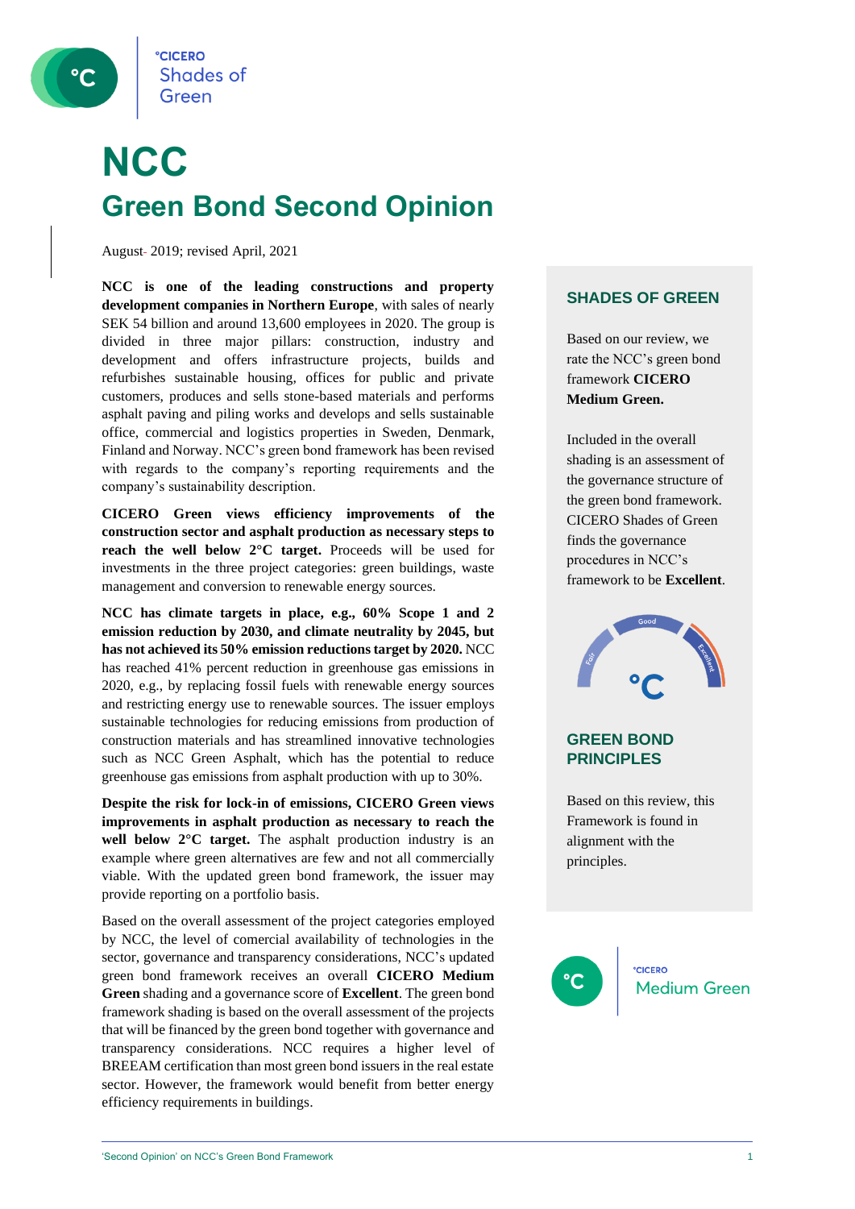# NCC

## Green Bond Second Opinion

August 2019; revised April, 2021

**NCC is one of the leading constructions and property development companies in Northern Europe**, with sales of nearly SEK 54 billion and around 13,600 employees in 2020. The group is divided in three major pillars: construction, industry and development and offers infrastructure projects, builds and refurbishes sustainable housing, offices for public and private customers, produces and sells stone-based materials and performs asphalt paving and piling works and develops and sells sustainable office, commercial and logistics properties in Sweden, Denmark, Finland and Norway. NCC's green bond framework has been revised with regards to the company's reporting requirements and the company's sustainability description.

**CICERO Green views efficiency improvements of the construction sector and asphalt production as necessary steps to reach the well below 2°C target.** Proceeds will be used for investments in the three project categories: green buildings, waste management and conversion to renewable energy sources.

**NCC has climate targets in place, e.g., 60% Scope 1 and 2 emission reduction by 2030, and climate neutrality by 2045, but has not achieved its 50% emission reductions target by 2020.** NCC has reached 41% percent reduction in greenhouse gas emissions in 2020, e.g., by replacing fossil fuels with renewable energy sources and restricting energy use to renewable sources. The issuer employs sustainable technologies for reducing emissions from production of construction materials and has streamlined innovative technologies such as NCC Green Asphalt, which has the potential to reduce greenhouse gas emissions from asphalt production with up to 30%.

**Despite the risk for lock-in of emissions, CICERO Green views improvements in asphalt production as necessary to reach the well below 2°C target.** The asphalt production industry is an example where green alternatives are few and not all commercially viable. With the updated green bond framework, the issuer may provide reporting on a portfolio basis.

Based on the overall assessment of the project categories employed by NCC, the level of comercial availability of technologies in the sector, governance and transparency considerations, NCC's updated green bond framework receives an overall **CICERO Medium Green** shading and a governance score of **Excellent**. The green bond framework shading is based on the overall assessment of the projects that will be financed by the green bond together with governance and transparency considerations. NCC requires a higher level of BREEAM certification than most green bond issuers in the real estate sector. However, the framework would benefit from better energy efficiency requirements in buildings.

### SHADES OF GREEN

Based on our review, we rate the NCC's green bond framework **CICERO Medium Green.**

Included in the overall shading is an assessment of the governance structure of the green bond framework. CICERO Shades of Green finds the governance procedures in NCC's framework to be **Excellent**.

Fair | Good | Excellent

### GREEN BOND PRINCIPLES

Based on this review, this Framework is found in alignment with the principles.

°CICERO Medium Green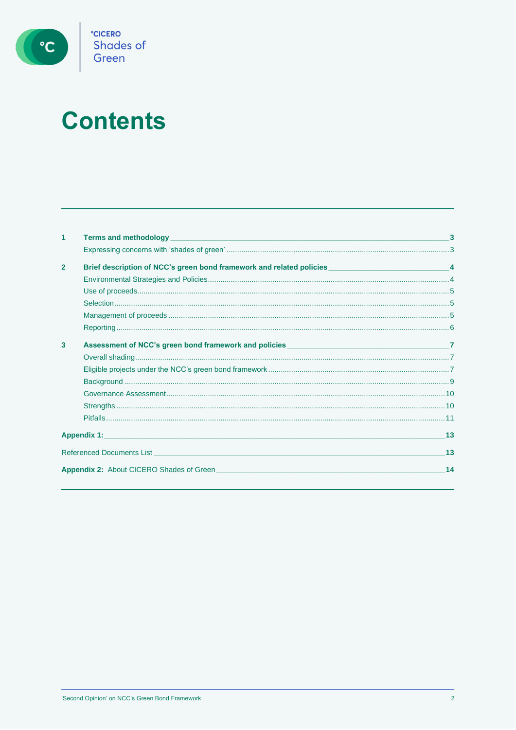# Contents

| | | |
|---|---|---|
| **1** | **Terms and methodology** | **3** |
| | Expressing concerns with 'shades of green' | 3 |
| **2** | **Brief description of NCC's green bond framework and related policies** | **4** |
| | Environmental Strategies and Policies | 4 |
| | Use of proceeds | 5 |
| | Selection | 5 |
| | Management of proceeds | 5 |
| | Reporting | 6 |
| **3** | **Assessment of NCC's green bond framework and policies** | **7** |
| | Overall shading | 7 |
| | Eligible projects under the NCC's green bond framework | 7 |
| | Background | 9 |
| | Governance Assessment | 10 |
| | Strengths | 10 |
| | Pitfalls | 11 |
| **Appendix 1:** | | **13** |
| Referenced Documents List | | **13** |
| **Appendix 2:** About CICERO Shades of Green | | **14** |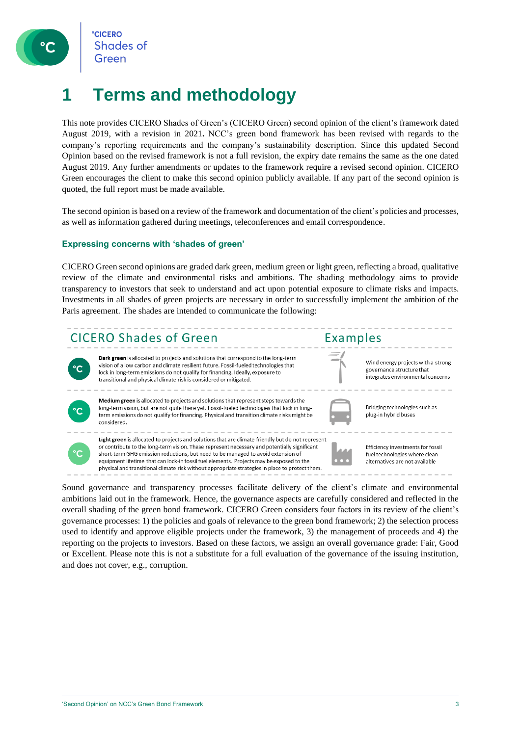# 1 Terms and methodology

This note provides CICERO Shades of Green's (CICERO Green) second opinion of the client's framework dated August 2019, with a revision in 2021**.** NCC's green bond framework has been revised with regards to the company's reporting requirements and the company's sustainability description. Since this updated Second Opinion based on the revised framework is not a full revision, the expiry date remains the same as the one dated August 2019. Any further amendments or updates to the framework require a revised second opinion. CICERO Green encourages the client to make this second opinion publicly available. If any part of the second opinion is quoted, the full report must be made available.

The second opinion is based on a review of the framework and documentation of the client's policies and processes, as well as information gathered during meetings, teleconferences and email correspondence.

### Expressing concerns with 'shades of green'

CICERO Green second opinions are graded dark green, medium green or light green, reflecting a broad, qualitative review of the climate and environmental risks and ambitions. The shading methodology aims to provide transparency to investors that seek to understand and act upon potential exposure to climate risks and impacts. Investments in all shades of green projects are necessary in order to successfully implement the ambition of the Paris agreement. The shades are intended to communicate the following:

| CICERO Shades of Green | Examples |
|---|---|
| **Dark green** is allocated to projects and solutions that correspond to the long-term vision of a low carbon and climate resilient future. Fossil-fueled technologies that lock in long-term emissions do not qualify for financing. Ideally, exposure to transitional and physical climate risk is considered or mitigated. | Wind energy projects with a strong governance structure that integrates environmental concerns |
| **Medium green** is allocated to projects and solutions that represent steps towards the long-term vision, but are not quite there yet. Fossil-fueled technologies that lock in long-term emissions do not qualify for financing. Physical and transition climate risks might be considered. | Bridging technologies such as plug-in hybrid buses |
| **Light green** is allocated to projects and solutions that are climate friendly but do not represent or contribute to the long-term vision. These represent necessary and potentially significant short-term GHG emission reductions, but need to be managed to avoid extension of equipment lifetime that can lock-in fossil fuel elements. Projects may be exposed to the physical and transitional climate risk without appropriate strategies in place to protect them. | Efficiency investments for fossil fuel technologies where clean alternatives are not available |

Sound governance and transparency processes facilitate delivery of the client's climate and environmental ambitions laid out in the framework. Hence, the governance aspects are carefully considered and reflected in the overall shading of the green bond framework. CICERO Green considers four factors in its review of the client's governance processes: 1) the policies and goals of relevance to the green bond framework; 2) the selection process used to identify and approve eligible projects under the framework, 3) the management of proceeds and 4) the reporting on the projects to investors. Based on these factors, we assign an overall governance grade: Fair, Good or Excellent. Please note this is not a substitute for a full evaluation of the governance of the issuing institution, and does not cover, e.g., corruption.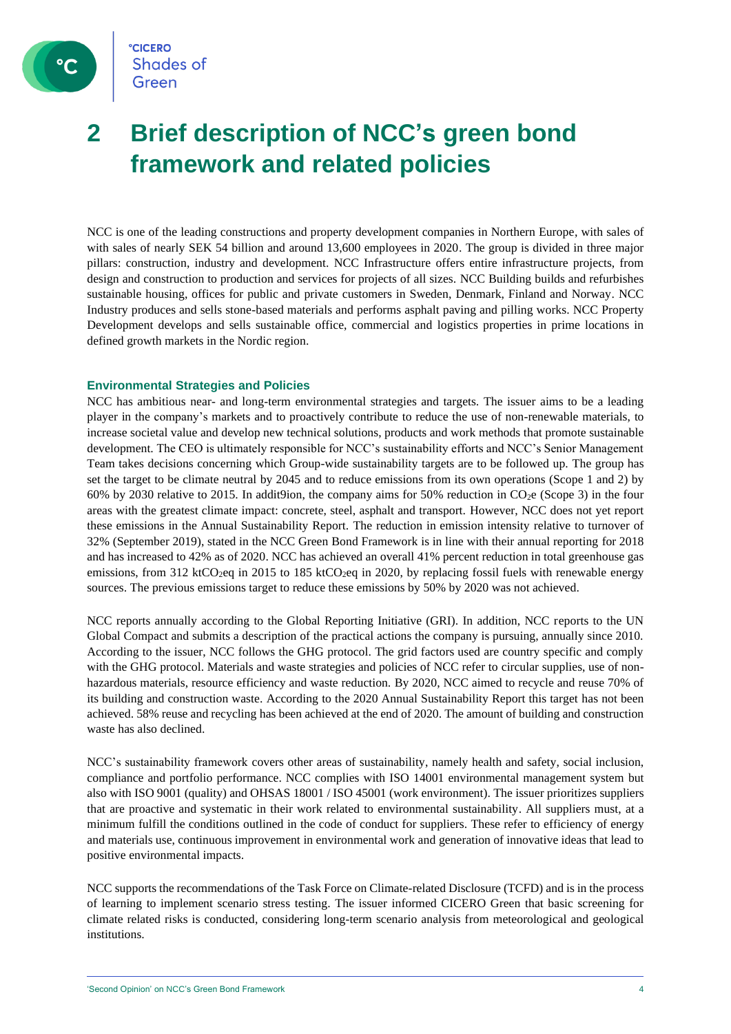# 2 Brief description of NCC's green bond framework and related policies

NCC is one of the leading constructions and property development companies in Northern Europe, with sales of with sales of nearly SEK 54 billion and around 13,600 employees in 2020. The group is divided in three major pillars: construction, industry and development. NCC Infrastructure offers entire infrastructure projects, from design and construction to production and services for projects of all sizes. NCC Building builds and refurbishes sustainable housing, offices for public and private customers in Sweden, Denmark, Finland and Norway. NCC Industry produces and sells stone-based materials and performs asphalt paving and pilling works. NCC Property Development develops and sells sustainable office, commercial and logistics properties in prime locations in defined growth markets in the Nordic region.

### Environmental Strategies and Policies

NCC has ambitious near- and long-term environmental strategies and targets. The issuer aims to be a leading player in the company's markets and to proactively contribute to reduce the use of non-renewable materials, to increase societal value and develop new technical solutions, products and work methods that promote sustainable development. The CEO is ultimately responsible for NCC's sustainability efforts and NCC's Senior Management Team takes decisions concerning which Group-wide sustainability targets are to be followed up. The group has set the target to be climate neutral by 2045 and to reduce emissions from its own operations (Scope 1 and 2) by 60% by 2030 relative to 2015. In addit9ion, the company aims for 50% reduction in $CO_2e$ (Scope 3) in the four areas with the greatest climate impact: concrete, steel, asphalt and transport. However, NCC does not yet report these emissions in the Annual Sustainability Report. The reduction in emission intensity relative to turnover of 32% (September 2019), stated in the NCC Green Bond Framework is in line with their annual reporting for 2018 and has increased to 42% as of 2020. NCC has achieved an overall 41% percent reduction in total greenhouse gas emissions, from 312 kt$CO_2$eq in 2015 to 185 kt$CO_2$eq in 2020, by replacing fossil fuels with renewable energy sources. The previous emissions target to reduce these emissions by 50% by 2020 was not achieved.

NCC reports annually according to the Global Reporting Initiative (GRI). In addition, NCC reports to the UN Global Compact and submits a description of the practical actions the company is pursuing, annually since 2010. According to the issuer, NCC follows the GHG protocol. The grid factors used are country specific and comply with the GHG protocol. Materials and waste strategies and policies of NCC refer to circular supplies, use of non-hazardous materials, resource efficiency and waste reduction. By 2020, NCC aimed to recycle and reuse 70% of its building and construction waste. According to the 2020 Annual Sustainability Report this target has not been achieved. 58% reuse and recycling has been achieved at the end of 2020. The amount of building and construction waste has also declined.

NCC's sustainability framework covers other areas of sustainability, namely health and safety, social inclusion, compliance and portfolio performance. NCC complies with ISO 14001 environmental management system but also with ISO 9001 (quality) and OHSAS 18001 / ISO 45001 (work environment). The issuer prioritizes suppliers that are proactive and systematic in their work related to environmental sustainability. All suppliers must, at a minimum fulfill the conditions outlined in the code of conduct for suppliers. These refer to efficiency of energy and materials use, continuous improvement in environmental work and generation of innovative ideas that lead to positive environmental impacts.

NCC supports the recommendations of the Task Force on Climate-related Disclosure (TCFD) and is in the process of learning to implement scenario stress testing. The issuer informed CICERO Green that basic screening for climate related risks is conducted, considering long-term scenario analysis from meteorological and geological institutions.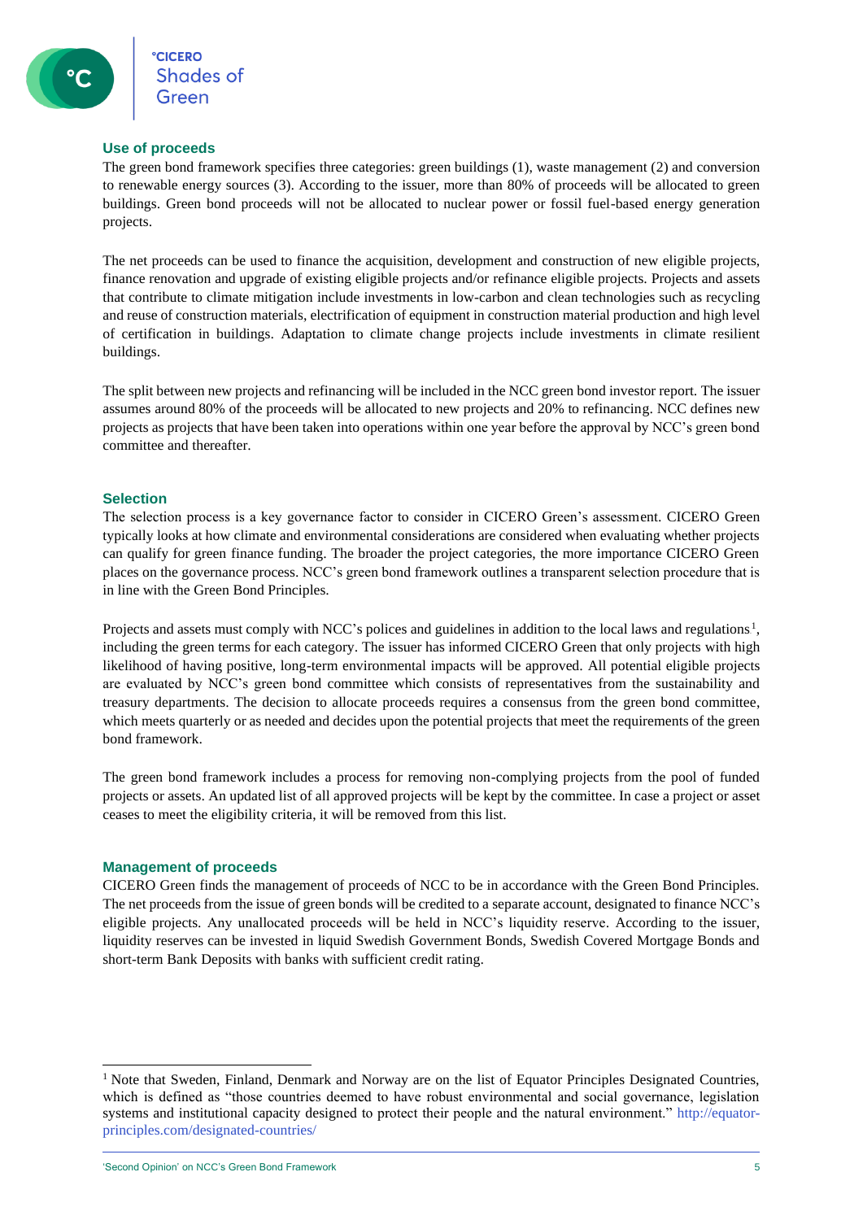## Use of proceeds

The green bond framework specifies three categories: green buildings (1), waste management (2) and conversion to renewable energy sources (3). According to the issuer, more than 80% of proceeds will be allocated to green buildings. Green bond proceeds will not be allocated to nuclear power or fossil fuel-based energy generation projects.

The net proceeds can be used to finance the acquisition, development and construction of new eligible projects, finance renovation and upgrade of existing eligible projects and/or refinance eligible projects. Projects and assets that contribute to climate mitigation include investments in low-carbon and clean technologies such as recycling and reuse of construction materials, electrification of equipment in construction material production and high level of certification in buildings. Adaptation to climate change projects include investments in climate resilient buildings.

The split between new projects and refinancing will be included in the NCC green bond investor report. The issuer assumes around 80% of the proceeds will be allocated to new projects and 20% to refinancing. NCC defines new projects as projects that have been taken into operations within one year before the approval by NCC's green bond committee and thereafter.

## Selection

The selection process is a key governance factor to consider in CICERO Green's assessment. CICERO Green typically looks at how climate and environmental considerations are considered when evaluating whether projects can qualify for green finance funding. The broader the project categories, the more importance CICERO Green places on the governance process. NCC's green bond framework outlines a transparent selection procedure that is in line with the Green Bond Principles.

Projects and assets must comply with NCC's polices and guidelines in addition to the local laws and regulations[1], including the green terms for each category. The issuer has informed CICERO Green that only projects with high likelihood of having positive, long-term environmental impacts will be approved. All potential eligible projects are evaluated by NCC's green bond committee which consists of representatives from the sustainability and treasury departments. The decision to allocate proceeds requires a consensus from the green bond committee, which meets quarterly or as needed and decides upon the potential projects that meet the requirements of the green bond framework.

The green bond framework includes a process for removing non-complying projects from the pool of funded projects or assets. An updated list of all approved projects will be kept by the committee. In case a project or asset ceases to meet the eligibility criteria, it will be removed from this list.

## Management of proceeds

CICERO Green finds the management of proceeds of NCC to be in accordance with the Green Bond Principles. The net proceeds from the issue of green bonds will be credited to a separate account, designated to finance NCC's eligible projects. Any unallocated proceeds will be held in NCC's liquidity reserve. According to the issuer, liquidity reserves can be invested in liquid Swedish Government Bonds, Swedish Covered Mortgage Bonds and short-term Bank Deposits with banks with sufficient credit rating.

---

[1] Note that Sweden, Finland, Denmark and Norway are on the list of Equator Principles Designated Countries, which is defined as "those countries deemed to have robust environmental and social governance, legislation systems and institutional capacity designed to protect their people and the natural environment." http://equator-principles.com/designated-countries/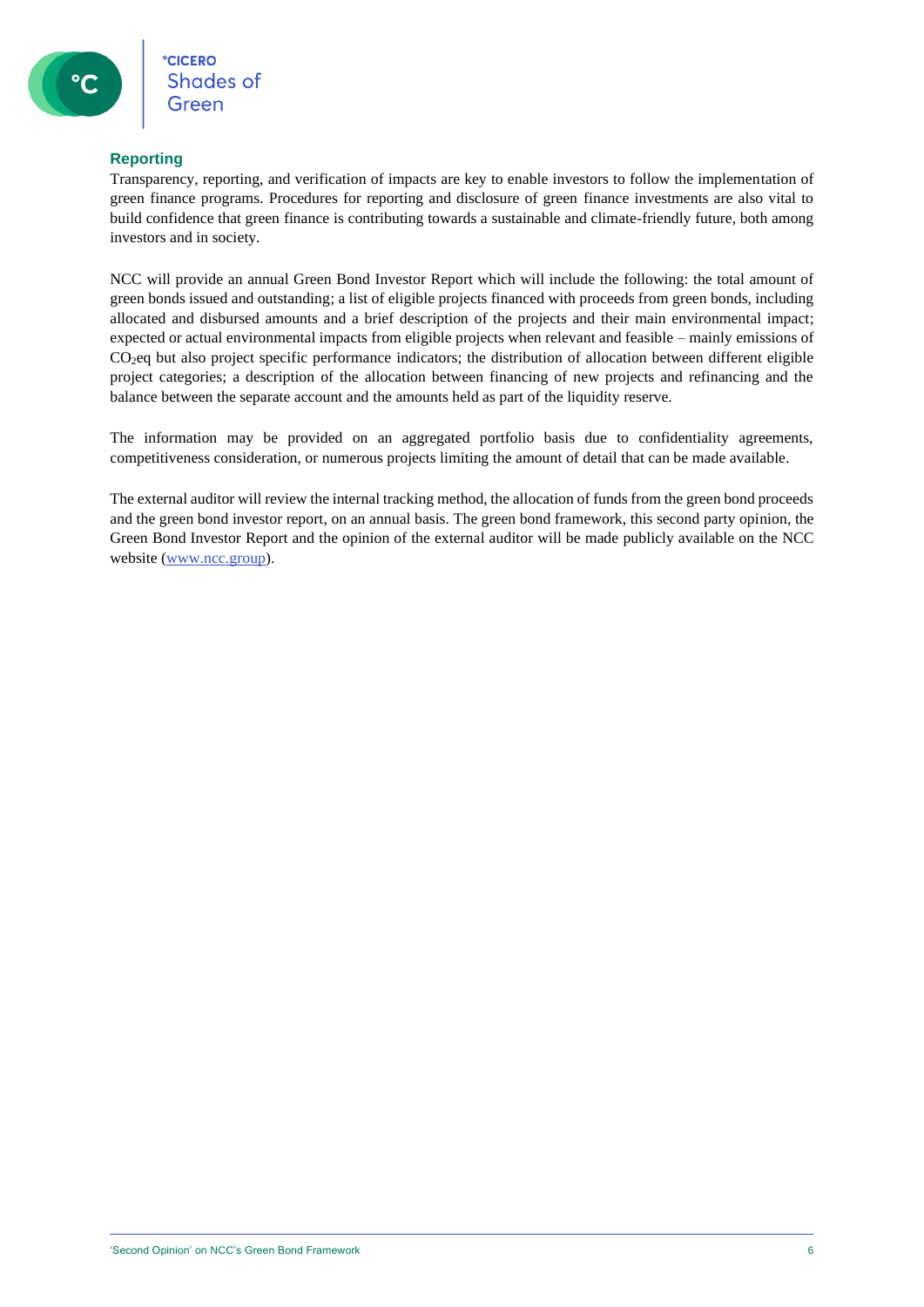### Reporting

Transparency, reporting, and verification of impacts are key to enable investors to follow the implementation of green finance programs. Procedures for reporting and disclosure of green finance investments are also vital to build confidence that green finance is contributing towards a sustainable and climate-friendly future, both among investors and in society.

NCC will provide an annual Green Bond Investor Report which will include the following: the total amount of green bonds issued and outstanding; a list of eligible projects financed with proceeds from green bonds, including allocated and disbursed amounts and a brief description of the projects and their main environmental impact; expected or actual environmental impacts from eligible projects when relevant and feasible – mainly emissions of $CO_2$eq but also project specific performance indicators; the distribution of allocation between different eligible project categories; a description of the allocation between financing of new projects and refinancing and the balance between the separate account and the amounts held as part of the liquidity reserve.

The information may be provided on an aggregated portfolio basis due to confidentiality agreements, competitiveness consideration, or numerous projects limiting the amount of detail that can be made available.

The external auditor will review the internal tracking method, the allocation of funds from the green bond proceeds and the green bond investor report, on an annual basis. The green bond framework, this second party opinion, the Green Bond Investor Report and the opinion of the external auditor will be made publicly available on the NCC website (www.ncc.group).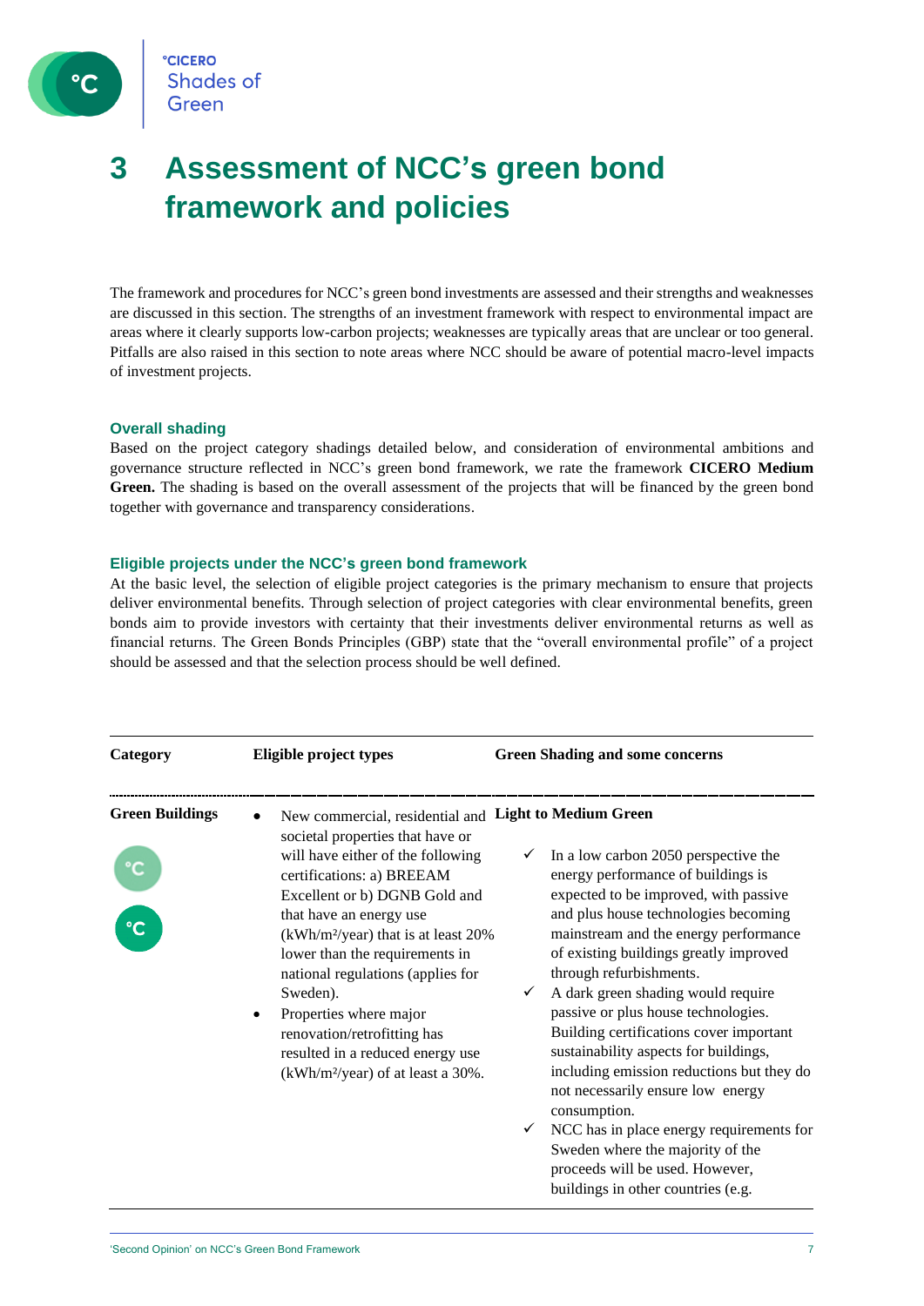# 3 Assessment of NCC's green bond framework and policies

The framework and procedures for NCC's green bond investments are assessed and their strengths and weaknesses are discussed in this section. The strengths of an investment framework with respect to environmental impact are areas where it clearly supports low-carbon projects; weaknesses are typically areas that are unclear or too general. Pitfalls are also raised in this section to note areas where NCC should be aware of potential macro-level impacts of investment projects.

### Overall shading

Based on the project category shadings detailed below, and consideration of environmental ambitions and governance structure reflected in NCC's green bond framework, we rate the framework **CICERO Medium Green.** The shading is based on the overall assessment of the projects that will be financed by the green bond together with governance and transparency considerations.

### Eligible projects under the NCC's green bond framework

At the basic level, the selection of eligible project categories is the primary mechanism to ensure that projects deliver environmental benefits. Through selection of project categories with clear environmental benefits, green bonds aim to provide investors with certainty that their investments deliver environmental returns as well as financial returns. The Green Bonds Principles (GBP) state that the "overall environmental profile" of a project should be assessed and that the selection process should be well defined.

| Category | Eligible project types | Green Shading and some concerns |
|---|---|---|
| **Green Buildings** | • New commercial, residential and societal properties that have or will have either of the following certifications: a) BREEAM Excellent or b) DGNB Gold and that have an energy use (kWh/m²/year) that is at least 20% lower than the requirements in national regulations (applies for Sweden).<br>• Properties where major renovation/retrofitting has resulted in a reduced energy use (kWh/m²/year) of at least a 30%. | **Light to Medium Green**<br>✓ In a low carbon 2050 perspective the energy performance of buildings is expected to be improved, with passive and plus house technologies becoming mainstream and the energy performance of existing buildings greatly improved through refurbishments.<br>✓ A dark green shading would require passive or plus house technologies. Building certifications cover important sustainability aspects for buildings, including emission reductions but they do not necessarily ensure low energy consumption.<br>✓ NCC has in place energy requirements for Sweden where the majority of the proceeds will be used. However, buildings in other countries (e.g. |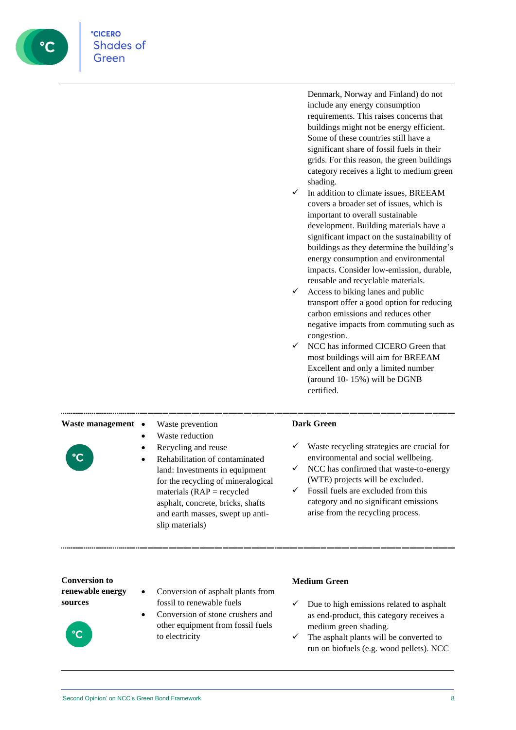| | | |
|---|---|---|
| | | Denmark, Norway and Finland) do not include any energy consumption requirements. This raises concerns that buildings might not be energy efficient. Some of these countries still have a significant share of fossil fuels in their grids. For this reason, the green buildings category receives a light to medium green shading.<br>✓ In addition to climate issues, BREEAM covers a broader set of issues, which is important to overall sustainable development. Building materials have a significant impact on the sustainability of buildings as they determine the building's energy consumption and environmental impacts. Consider low-emission, durable, reusable and recyclable materials.<br>✓ Access to biking lanes and public transport offer a good option for reducing carbon emissions and reduces other negative impacts from commuting such as congestion.<br>✓ NCC has informed CICERO Green that most buildings will aim for BREEAM Excellent and only a limited number (around 10- 15%) will be DGNB certified. |
| **Waste management** | • Waste prevention<br>• Waste reduction<br>• Recycling and reuse<br>• Rehabilitation of contaminated land: Investments in equipment for the recycling of mineralogical materials (RAP = recycled asphalt, concrete, bricks, shafts and earth masses, swept up anti-slip materials) | **Dark Green**<br>✓ Waste recycling strategies are crucial for environmental and social wellbeing.<br>✓ NCC has confirmed that waste-to-energy (WTE) projects will be excluded.<br>✓ Fossil fuels are excluded from this category and no significant emissions arise from the recycling process. |
| **Conversion to renewable energy sources** | • Conversion of asphalt plants from fossil to renewable fuels<br>• Conversion of stone crushers and other equipment from fossil fuels to electricity | **Medium Green**<br>✓ Due to high emissions related to asphalt as end-product, this category receives a medium green shading.<br>✓ The asphalt plants will be converted to run on biofuels (e.g. wood pellets). NCC |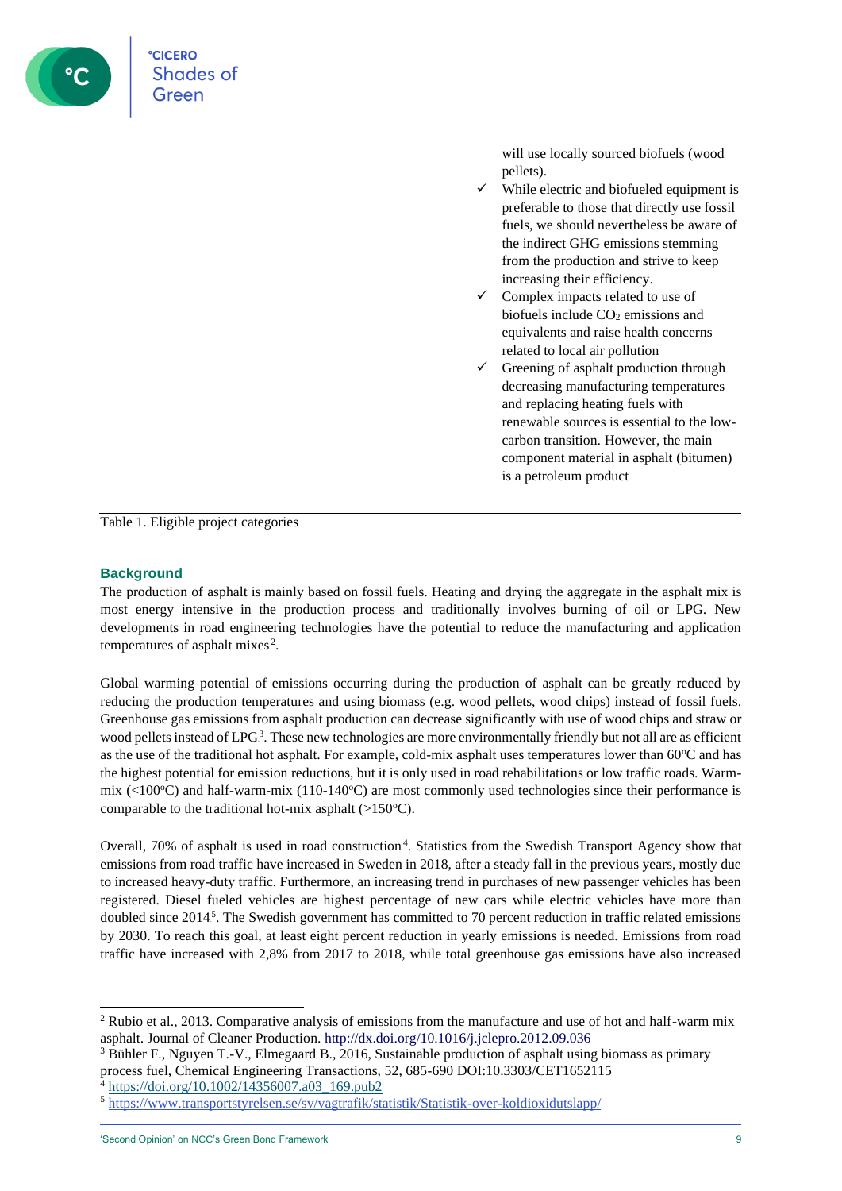| | |
|---|---|
| | will use locally sourced biofuels (wood pellets).<br>✓ While electric and biofueled equipment is preferable to those that directly use fossil fuels, we should nevertheless be aware of the indirect GHG emissions stemming from the production and strive to keep increasing their efficiency.<br>✓ Complex impacts related to use of biofuels include $CO_2$ emissions and equivalents and raise health concerns related to local air pollution<br>✓ Greening of asphalt production through decreasing manufacturing temperatures and replacing heating fuels with renewable sources is essential to the low-carbon transition. However, the main component material in asphalt (bitumen) is a petroleum product |

Table 1. Eligible project categories

## Background

The production of asphalt is mainly based on fossil fuels. Heating and drying the aggregate in the asphalt mix is most energy intensive in the production process and traditionally involves burning of oil or LPG. New developments in road engineering technologies have the potential to reduce the manufacturing and application temperatures of asphalt mixes[2].

Global warming potential of emissions occurring during the production of asphalt can be greatly reduced by reducing the production temperatures and using biomass (e.g. wood pellets, wood chips) instead of fossil fuels. Greenhouse gas emissions from asphalt production can decrease significantly with use of wood chips and straw or wood pellets instead of LPG[3]. These new technologies are more environmentally friendly but not all are as efficient as the use of the traditional hot asphalt. For example, cold-mix asphalt uses temperatures lower than 60°C and has the highest potential for emission reductions, but it is only used in road rehabilitations or low traffic roads. Warm-mix (<100°C) and half-warm-mix (110-140°C) are most commonly used technologies since their performance is comparable to the traditional hot-mix asphalt (>150°C).

Overall, 70% of asphalt is used in road construction[4]. Statistics from the Swedish Transport Agency show that emissions from road traffic have increased in Sweden in 2018, after a steady fall in the previous years, mostly due to increased heavy-duty traffic. Furthermore, an increasing trend in purchases of new passenger vehicles has been registered. Diesel fueled vehicles are highest percentage of new cars while electric vehicles have more than doubled since 2014[5]. The Swedish government has committed to 70 percent reduction in traffic related emissions by 2030. To reach this goal, at least eight percent reduction in yearly emissions is needed. Emissions from road traffic have increased with 2,8% from 2017 to 2018, while total greenhouse gas emissions have also increased

[2] Rubio et al., 2013. Comparative analysis of emissions from the manufacture and use of hot and half-warm mix asphalt. Journal of Cleaner Production. http://dx.doi.org/10.1016/j.jclepro.2012.09.036

[3] Bühler F., Nguyen T.-V., Elmegaard B., 2016, Sustainable production of asphalt using biomass as primary process fuel, Chemical Engineering Transactions, 52, 685-690 DOI:10.3303/CET1652115

[4] https://doi.org/10.1002/14356007.a03_169.pub2

[5] https://www.transportstyrelsen.se/sv/vagtrafik/statistik/Statistik-over-koldioxidutslapp/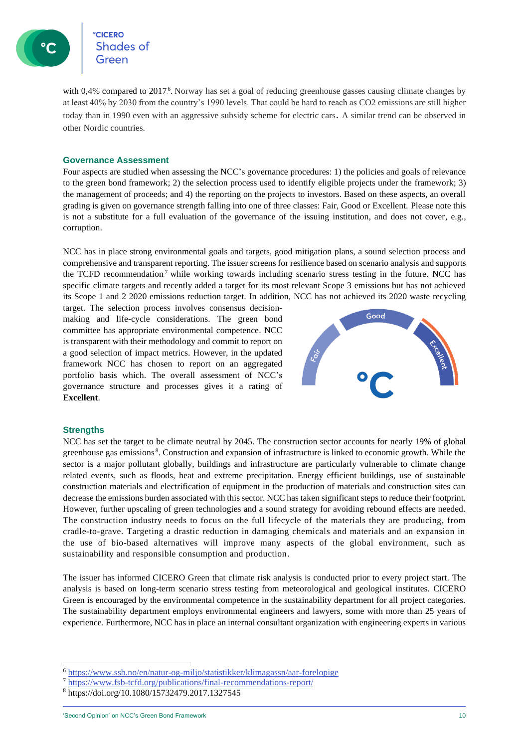with 0,4% compared to 2017[6]. Norway has set a goal of reducing greenhouse gasses causing climate changes by at least 40% by 2030 from the country's 1990 levels. That could be hard to reach as CO2 emissions are still higher today than in 1990 even with an aggressive subsidy scheme for electric cars. A similar trend can be observed in other Nordic countries.

## Governance Assessment

Four aspects are studied when assessing the NCC's governance procedures: 1) the policies and goals of relevance to the green bond framework; 2) the selection process used to identify eligible projects under the framework; 3) the management of proceeds; and 4) the reporting on the projects to investors. Based on these aspects, an overall grading is given on governance strength falling into one of three classes: Fair, Good or Excellent. Please note this is not a substitute for a full evaluation of the governance of the issuing institution, and does not cover, e.g., corruption.

NCC has in place strong environmental goals and targets, good mitigation plans, a sound selection process and comprehensive and transparent reporting. The issuer screens for resilience based on scenario analysis and supports the TCFD recommendation[7] while working towards including scenario stress testing in the future. NCC has specific climate targets and recently added a target for its most relevant Scope 3 emissions but has not achieved its Scope 1 and 2 2020 emissions reduction target. In addition, NCC has not achieved its 2020 waste recycling target. The selection process involves consensus decision-making and life-cycle considerations. The green bond committee has appropriate environmental competence. NCC is transparent with their methodology and commit to report on a good selection of impact metrics. However, in the updated framework NCC has chosen to report on an aggregated portfolio basis which. The overall assessment of NCC's governance structure and processes gives it a rating of **Excellent**.

Fair | Good | Excellent

## Strengths

NCC has set the target to be climate neutral by 2045. The construction sector accounts for nearly 19% of global greenhouse gas emissions[8]. Construction and expansion of infrastructure is linked to economic growth. While the sector is a major pollutant globally, buildings and infrastructure are particularly vulnerable to climate change related events, such as floods, heat and extreme precipitation. Energy efficient buildings, use of sustainable construction materials and electrification of equipment in the production of materials and construction sites can decrease the emissions burden associated with this sector. NCC has taken significant steps to reduce their footprint. However, further upscaling of green technologies and a sound strategy for avoiding rebound effects are needed. The construction industry needs to focus on the full lifecycle of the materials they are producing, from cradle-to-grave. Targeting a drastic reduction in damaging chemicals and materials and an expansion in the use of bio-based alternatives will improve many aspects of the global environment, such as sustainability and responsible consumption and production.

The issuer has informed CICERO Green that climate risk analysis is conducted prior to every project start. The analysis is based on long-term scenario stress testing from meteorological and geological institutes. CICERO Green is encouraged by the environmental competence in the sustainability department for all project categories. The sustainability department employs environmental engineers and lawyers, some with more than 25 years of experience. Furthermore, NCC has in place an internal consultant organization with engineering experts in various

---

[6] https://www.ssb.no/en/natur-og-miljo/statistikker/klimagassn/aar-forelopige

[7] https://www.fsb-tcfd.org/publications/final-recommendations-report/

[8] https://doi.org/10.1080/15732479.2017.1327545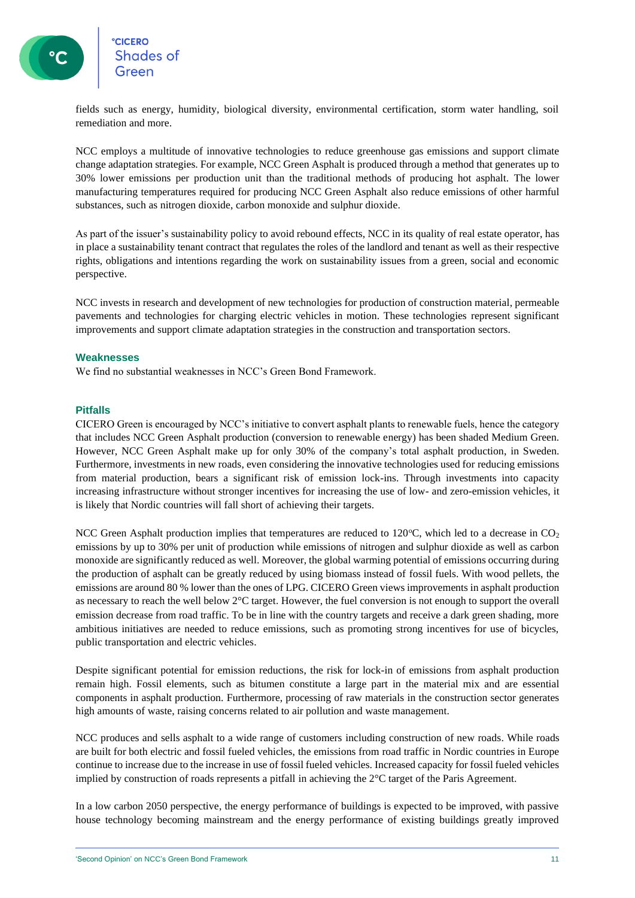fields such as energy, humidity, biological diversity, environmental certification, storm water handling, soil remediation and more.

NCC employs a multitude of innovative technologies to reduce greenhouse gas emissions and support climate change adaptation strategies. For example, NCC Green Asphalt is produced through a method that generates up to 30% lower emissions per production unit than the traditional methods of producing hot asphalt. The lower manufacturing temperatures required for producing NCC Green Asphalt also reduce emissions of other harmful substances, such as nitrogen dioxide, carbon monoxide and sulphur dioxide.

As part of the issuer's sustainability policy to avoid rebound effects, NCC in its quality of real estate operator, has in place a sustainability tenant contract that regulates the roles of the landlord and tenant as well as their respective rights, obligations and intentions regarding the work on sustainability issues from a green, social and economic perspective.

NCC invests in research and development of new technologies for production of construction material, permeable pavements and technologies for charging electric vehicles in motion. These technologies represent significant improvements and support climate adaptation strategies in the construction and transportation sectors.

### Weaknesses

We find no substantial weaknesses in NCC's Green Bond Framework.

### Pitfalls

CICERO Green is encouraged by NCC's initiative to convert asphalt plants to renewable fuels, hence the category that includes NCC Green Asphalt production (conversion to renewable energy) has been shaded Medium Green. However, NCC Green Asphalt make up for only 30% of the company's total asphalt production, in Sweden. Furthermore, investments in new roads, even considering the innovative technologies used for reducing emissions from material production, bears a significant risk of emission lock-ins. Through investments into capacity increasing infrastructure without stronger incentives for increasing the use of low- and zero-emission vehicles, it is likely that Nordic countries will fall short of achieving their targets.

NCC Green Asphalt production implies that temperatures are reduced to 120°C, which led to a decrease in $CO_2$ emissions by up to 30% per unit of production while emissions of nitrogen and sulphur dioxide as well as carbon monoxide are significantly reduced as well. Moreover, the global warming potential of emissions occurring during the production of asphalt can be greatly reduced by using biomass instead of fossil fuels. With wood pellets, the emissions are around 80 % lower than the ones of LPG. CICERO Green views improvements in asphalt production as necessary to reach the well below 2°C target. However, the fuel conversion is not enough to support the overall emission decrease from road traffic. To be in line with the country targets and receive a dark green shading, more ambitious initiatives are needed to reduce emissions, such as promoting strong incentives for use of bicycles, public transportation and electric vehicles.

Despite significant potential for emission reductions, the risk for lock-in of emissions from asphalt production remain high. Fossil elements, such as bitumen constitute a large part in the material mix and are essential components in asphalt production. Furthermore, processing of raw materials in the construction sector generates high amounts of waste, raising concerns related to air pollution and waste management.

NCC produces and sells asphalt to a wide range of customers including construction of new roads. While roads are built for both electric and fossil fueled vehicles, the emissions from road traffic in Nordic countries in Europe continue to increase due to the increase in use of fossil fueled vehicles. Increased capacity for fossil fueled vehicles implied by construction of roads represents a pitfall in achieving the 2°C target of the Paris Agreement.

In a low carbon 2050 perspective, the energy performance of buildings is expected to be improved, with passive house technology becoming mainstream and the energy performance of existing buildings greatly improved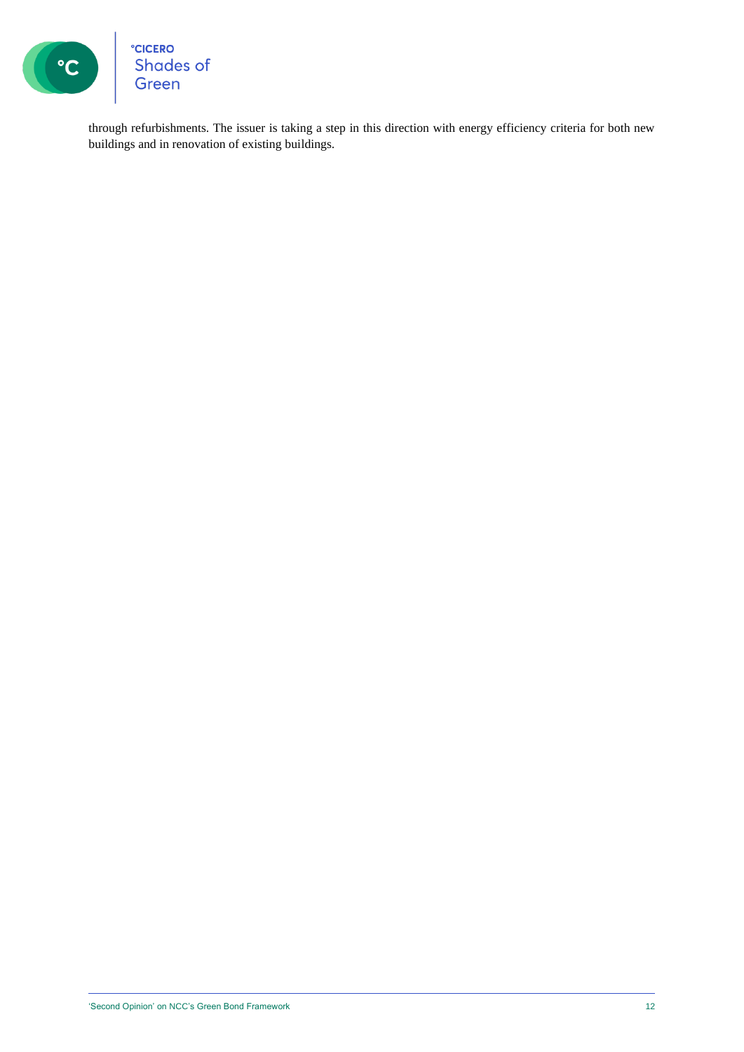through refurbishments. The issuer is taking a step in this direction with energy efficiency criteria for both new buildings and in renovation of existing buildings.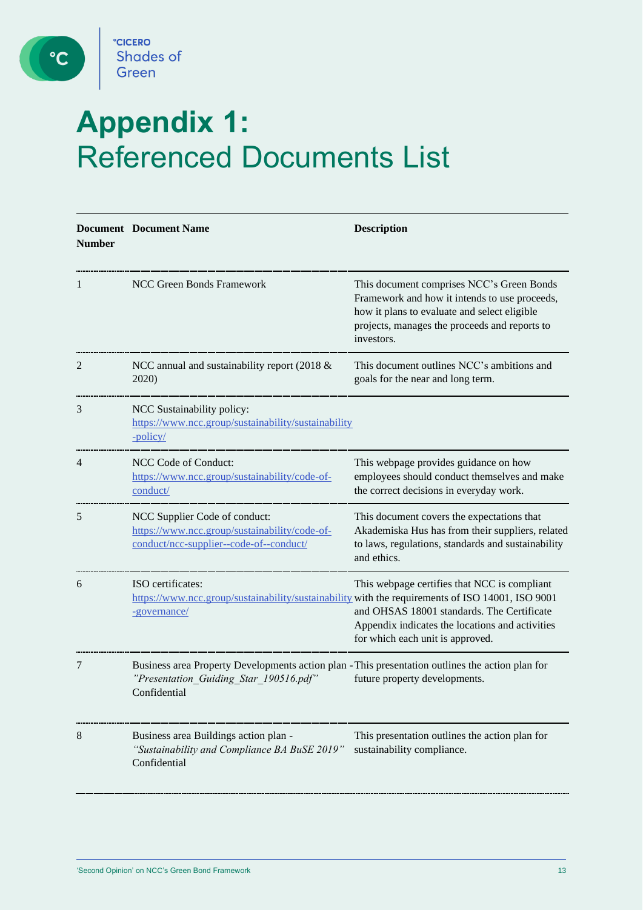# Appendix 1: Referenced Documents List

| Document Number | Document Name | Description |
|---|---|---|
| 1 | NCC Green Bonds Framework | This document comprises NCC's Green Bonds Framework and how it intends to use proceeds, how it plans to evaluate and select eligible projects, manages the proceeds and reports to investors. |
| 2 | NCC annual and sustainability report (2018 & 2020) | This document outlines NCC's ambitions and goals for the near and long term. |
| 3 | NCC Sustainability policy: https://www.ncc.group/sustainability/sustainability-policy/ | |
| 4 | NCC Code of Conduct: https://www.ncc.group/sustainability/code-of-conduct/ | This webpage provides guidance on how employees should conduct themselves and make the correct decisions in everyday work. |
| 5 | NCC Supplier Code of conduct: https://www.ncc.group/sustainability/code-of-conduct/ncc-supplier--code-of--conduct/ | This document covers the expectations that Akademiska Hus has from their suppliers, related to laws, regulations, standards and sustainability and ethics. |
| 6 | ISO certificates: https://www.ncc.group/sustainability/sustainability-governance/ | This webpage certifies that NCC is compliant with the requirements of ISO 14001, ISO 9001 and OHSAS 18001 standards. The Certificate Appendix indicates the locations and activities for which each unit is approved. |
| 7 | Business area Property Developments action plan - *"Presentation_Guiding_Star_190516.pdf"* Confidential | This presentation outlines the action plan for future property developments. |
| 8 | Business area Buildings action plan - *"Sustainability and Compliance BA BuSE 2019"* Confidential | This presentation outlines the action plan for sustainability compliance. |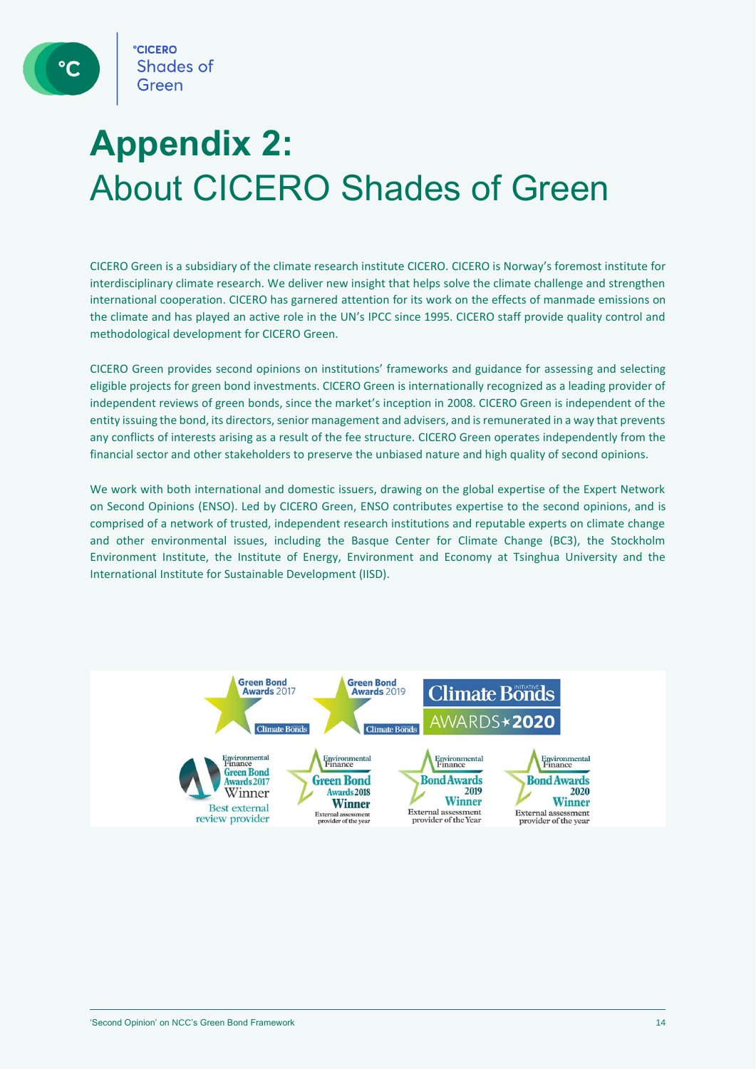# Appendix 2: About CICERO Shades of Green

CICERO Green is a subsidiary of the climate research institute CICERO. CICERO is Norway's foremost institute for interdisciplinary climate research. We deliver new insight that helps solve the climate challenge and strengthen international cooperation. CICERO has garnered attention for its work on the effects of manmade emissions on the climate and has played an active role in the UN's IPCC since 1995. CICERO staff provide quality control and methodological development for CICERO Green.

CICERO Green provides second opinions on institutions' frameworks and guidance for assessing and selecting eligible projects for green bond investments. CICERO Green is internationally recognized as a leading provider of independent reviews of green bonds, since the market's inception in 2008. CICERO Green is independent of the entity issuing the bond, its directors, senior management and advisers, and is remunerated in a way that prevents any conflicts of interests arising as a result of the fee structure. CICERO Green operates independently from the financial sector and other stakeholders to preserve the unbiased nature and high quality of second opinions.

We work with both international and domestic issuers, drawing on the global expertise of the Expert Network on Second Opinions (ENSO). Led by CICERO Green, ENSO contributes expertise to the second opinions, and is comprised of a network of trusted, independent research institutions and reputable experts on climate change and other environmental issues, including the Basque Center for Climate Change (BC3), the Stockholm Environment Institute, the Institute of Energy, Environment and Economy at Tsinghua University and the International Institute for Sustainable Development (IISD).

Green Bond Awards 2017 Climate Bonds

Green Bond Awards 2019 Climate Bonds

Climate Bonds Initiative AWARDS 2020

Environmental Finance Green Bond Awards 2017 Winner Best external review provider

Environmental Finance Green Bond Awards 2018 Winner External assessment provider of the year

Environmental Finance Bond Awards 2019 Winner External assessment provider of the Year

Environmental Finance Bond Awards 2020 Winner External assessment provider of the year